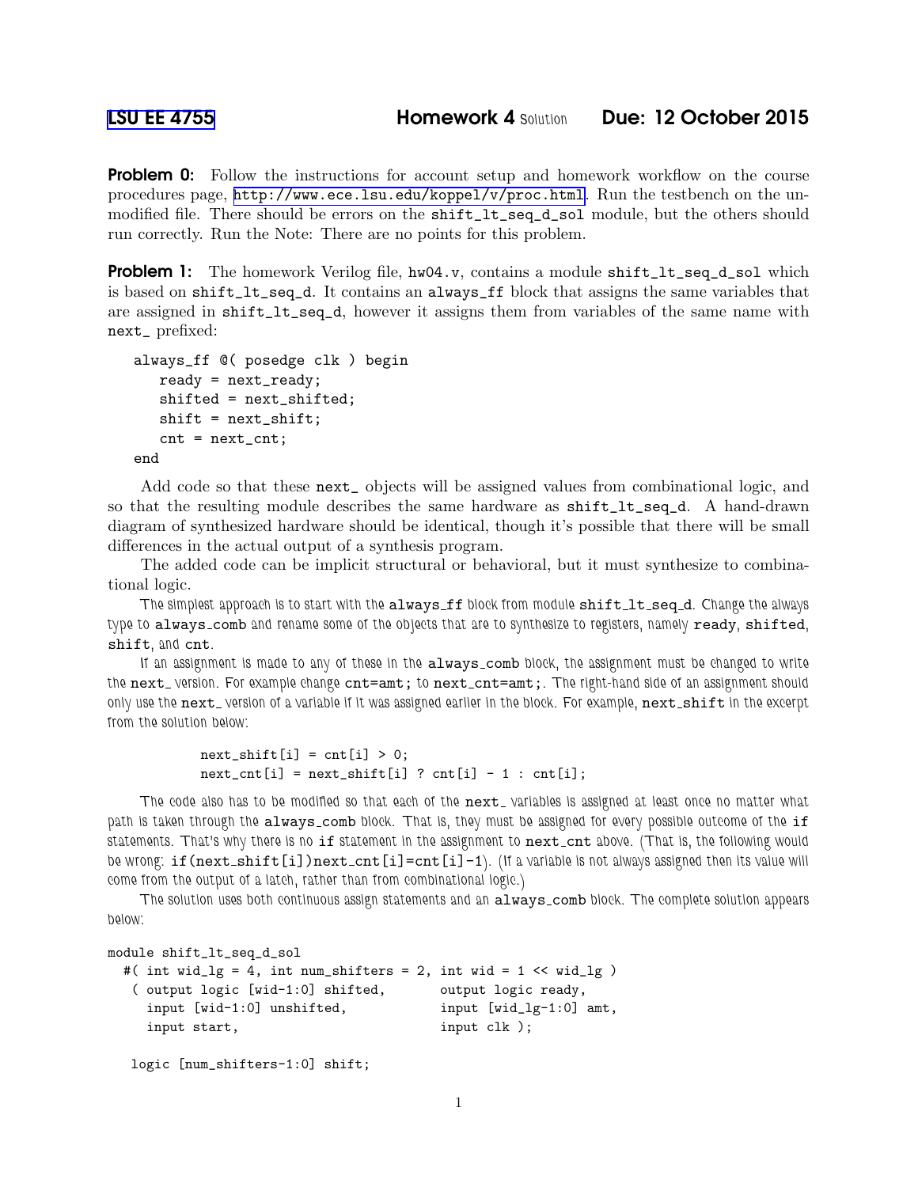LSU EE 4755 **Homework 4** Solution **Due: 12 October 2015**

**Problem 0:** Follow the instructions for account setup and homework workflow on the course procedures page, http://www.ece.lsu.edu/koppel/v/proc.html. Run the testbench on the unmodified file. There should be errors on the `shift_lt_seq_d_sol` module, but the others should run correctly. Run the Note: There are no points for this problem.

**Problem 1:** The homework Verilog file, `hw04.v`, contains a module `shift_lt_seq_d_sol` which is based on `shift_lt_seq_d`. It contains an `always_ff` block that assigns the same variables that are assigned in `shift_lt_seq_d`, however it assigns them from variables of the same name with `next_` prefixed:

```
always_ff @( posedge clk ) begin
   ready = next_ready;
   shifted = next_shifted;
   shift = next_shift;
   cnt = next_cnt;
end
```

Add code so that these `next_` objects will be assigned values from combinational logic, and so that the resulting module describes the same hardware as `shift_lt_seq_d`. A hand-drawn diagram of synthesized hardware should be identical, though it's possible that there will be small differences in the actual output of a synthesis program.

The added code can be implicit structural or behavioral, but it must synthesize to combinational logic.

The simplest approach is to start with the `always_ff` block from module `shift_lt_seq_d`. Change the always type to `always_comb` and rename some of the objects that are to synthesize to registers, namely `ready`, `shifted`, `shift`, and `cnt`.

If an assignment is made to any of these in the `always_comb` block, the assignment must be changed to write the `next_` version. For example change `cnt=amt;` to `next_cnt=amt;`. The right-hand side of an assignment should only use the `next_` version of a variable if it was assigned earlier in the block. For example, `next_shift` in the excerpt from the solution below:

```
next_shift[i] = cnt[i] > 0;
next_cnt[i] = next_shift[i] ? cnt[i] - 1 : cnt[i];
```

The code also has to be modified so that each of the `next_` variables is assigned at least once no matter what path is taken through the `always_comb` block. That is, they must be assigned for every possible outcome of the `if` statements. That's why there is no `if` statement in the assignment to `next_cnt` above. (That is, the following would be wrong: `if(next_shift[i])next_cnt[i]=cnt[i]-1`). (If a variable is not always assigned then its value will come from the output of a latch, rather than from combinational logic.)

The solution uses both continuous assign statements and an `always_comb` block. The complete solution appears below:

```
module shift_lt_seq_d_sol
  #( int wid_lg = 4, int num_shifters = 2, int wid = 1 << wid_lg )
   ( output logic [wid-1:0] shifted,       output logic ready,
     input [wid-1:0] unshifted,            input [wid_lg-1:0] amt,
     input start,                          input clk );

   logic [num_shifters-1:0] shift;
```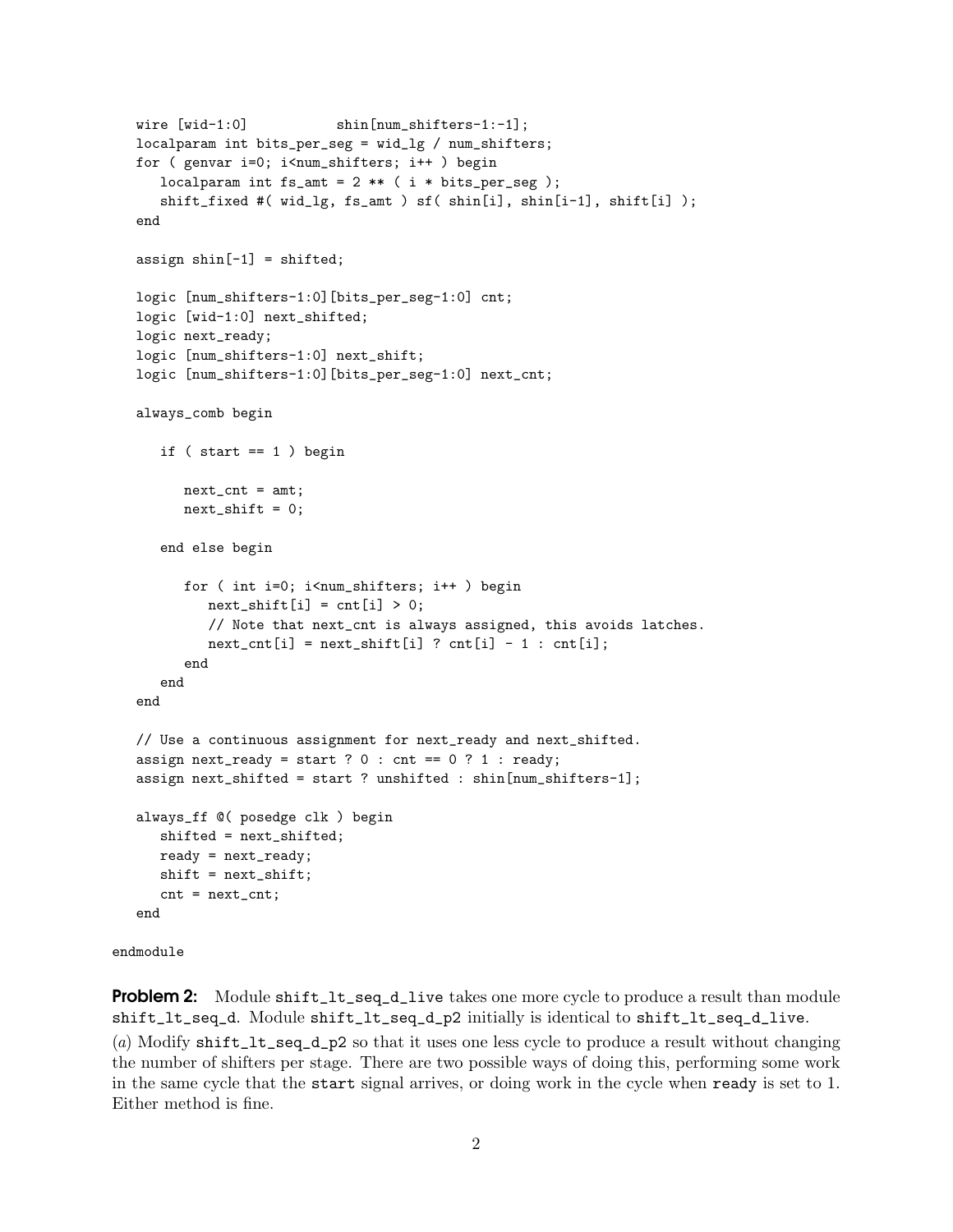```
   wire [wid-1:0]           shin[num_shifters-1:-1];
   localparam int bits_per_seg = wid_lg / num_shifters;
   for ( genvar i=0; i<num_shifters; i++ ) begin
      localparam int fs_amt = 2 ** ( i * bits_per_seg );
      shift_fixed #( wid_lg, fs_amt ) sf( shin[i], shin[i-1], shift[i] );
   end

   assign shin[-1] = shifted;

   logic [num_shifters-1:0][bits_per_seg-1:0] cnt;
   logic [wid-1:0] next_shifted;
   logic next_ready;
   logic [num_shifters-1:0] next_shift;
   logic [num_shifters-1:0][bits_per_seg-1:0] next_cnt;

   always_comb begin

      if ( start == 1 ) begin

         next_cnt = amt;
         next_shift = 0;

      end else begin

         for ( int i=0; i<num_shifters; i++ ) begin
            next_shift[i] = cnt[i] > 0;
            // Note that next_cnt is always assigned, this avoids latches.
            next_cnt[i] = next_shift[i] ? cnt[i] - 1 : cnt[i];
         end
      end
   end

   // Use a continuous assignment for next_ready and next_shifted.
   assign next_ready = start ? 0 : cnt == 0 ? 1 : ready;
   assign next_shifted = start ? unshifted : shin[num_shifters-1];

   always_ff @( posedge clk ) begin
      shifted = next_shifted;
      ready = next_ready;
      shift = next_shift;
      cnt = next_cnt;
   end

endmodule
```

**Problem 2:** Module `shift_lt_seq_d_live` takes one more cycle to produce a result than module `shift_lt_seq_d`. Module `shift_lt_seq_d_p2` initially is identical to `shift_lt_seq_d_live`.

(*a*) Modify `shift_lt_seq_d_p2` so that it uses one less cycle to produce a result without changing the number of shifters per stage. There are two possible ways of doing this, performing some work in the same cycle that the `start` signal arrives, or doing work in the cycle when `ready` is set to 1. Either method is fine.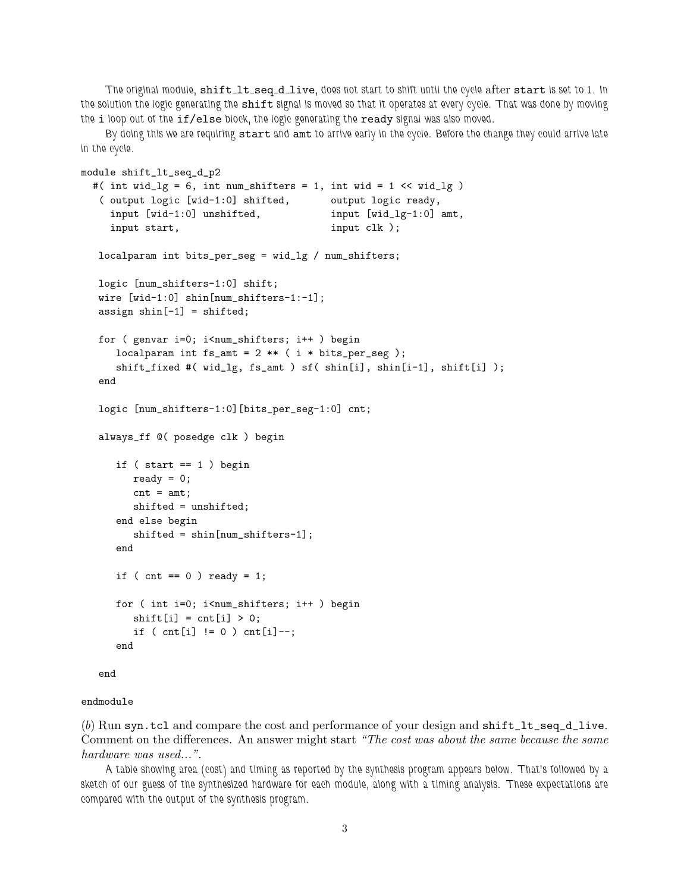The original module, `shift_lt_seq_d_live`, does not start to shift until the cycle *after* `start` is set to 1. In the solution the logic generating the `shift` signal is moved so that it operates at every cycle. That was done by moving the `i` loop out of the `if/else` block, the logic generating the `ready` signal was also moved.

By doing this we are requiring `start` and `amt` to arrive early in the cycle. Before the change they could arrive late in the cycle.

```
module shift_lt_seq_d_p2
  #( int wid_lg = 6, int num_shifters = 1, int wid = 1 << wid_lg )
   ( output logic [wid-1:0] shifted,       output logic ready,
     input [wid-1:0] unshifted,            input [wid_lg-1:0] amt,
     input start,                          input clk );

   localparam int bits_per_seg = wid_lg / num_shifters;

   logic [num_shifters-1:0] shift;
   wire [wid-1:0] shin[num_shifters-1:-1];
   assign shin[-1] = shifted;

   for ( genvar i=0; i<num_shifters; i++ ) begin
      localparam int fs_amt = 2 ** ( i * bits_per_seg );
      shift_fixed #( wid_lg, fs_amt ) sf( shin[i], shin[i-1], shift[i] );
   end

   logic [num_shifters-1:0][bits_per_seg-1:0] cnt;

   always_ff @( posedge clk ) begin

      if ( start == 1 ) begin
         ready = 0;
         cnt = amt;
         shifted = unshifted;
      end else begin
         shifted = shin[num_shifters-1];
      end

      if ( cnt == 0 ) ready = 1;

      for ( int i=0; i<num_shifters; i++ ) begin
         shift[i] = cnt[i] > 0;
         if ( cnt[i] != 0 ) cnt[i]--;
      end

   end

endmodule
```

(*b*) Run `syn.tcl` and compare the cost and performance of your design and `shift_lt_seq_d_live`. Comment on the differences. An answer might start *"The cost was about the same because the same hardware was used..."*.

A table showing area (cost) and timing as reported by the synthesis program appears below. That's followed by a sketch of our guess of the synthesized hardware for each module, along with a timing analysis. These expectations are compared with the output of the synthesis program.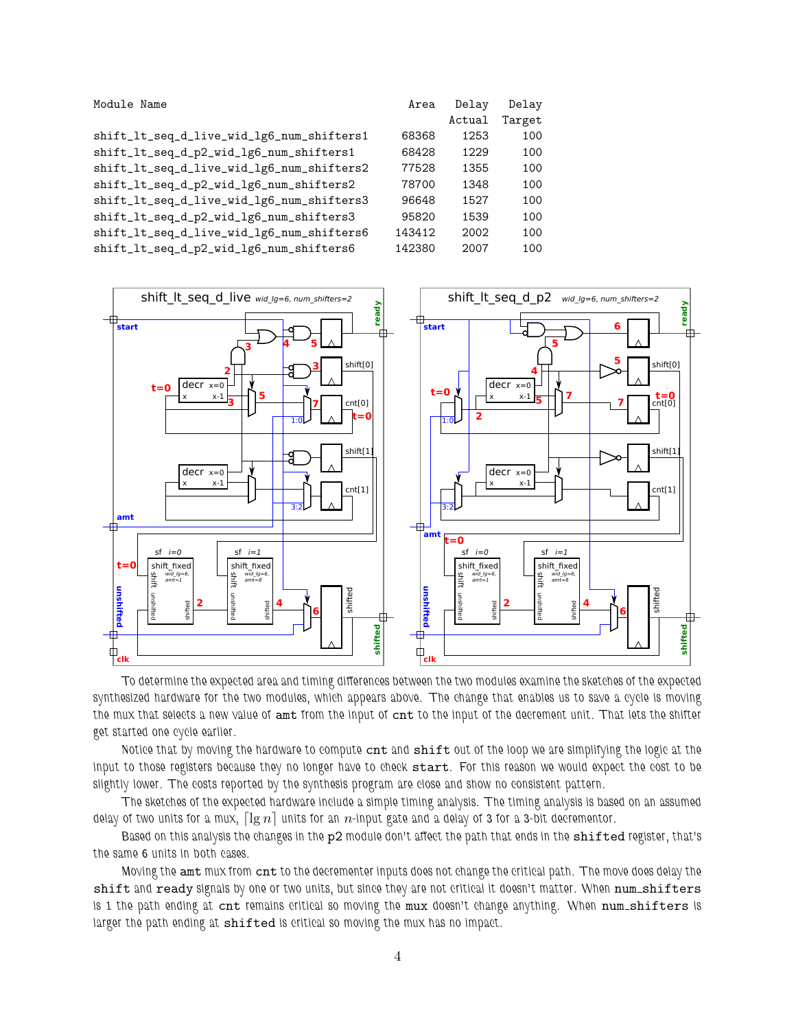| Module Name | Area | Delay Actual | Delay Target |
|---|---|---|---|
| shift_lt_seq_d_live_wid_lg6_num_shifters1 | 68368 | 1253 | 100 |
| shift_lt_seq_d_p2_wid_lg6_num_shifters1 | 68428 | 1229 | 100 |
| shift_lt_seq_d_live_wid_lg6_num_shifters2 | 77528 | 1355 | 100 |
| shift_lt_seq_d_p2_wid_lg6_num_shifters2 | 78700 | 1348 | 100 |
| shift_lt_seq_d_live_wid_lg6_num_shifters3 | 96648 | 1527 | 100 |
| shift_lt_seq_d_p2_wid_lg6_num_shifters3 | 95820 | 1539 | 100 |
| shift_lt_seq_d_live_wid_lg6_num_shifters6 | 143412 | 2002 | 100 |
| shift_lt_seq_d_p2_wid_lg6_num_shifters6 | 142380 | 2007 | 100 |

To determine the expected area and timing differences between the two modules examine the sketches of the expected synthesized hardware for the two modules, which appears above. The change that enables us to save a cycle is moving the mux that selects a new value of **amt** from the input of **cnt** to the input of the decrement unit. That lets the shifter get started one cycle earlier.

Notice that by moving the hardware to compute **cnt** and **shift** out of the loop we are simplifying the logic at the input to those registers because they no longer have to check **start**. For this reason we would expect the cost to be slightly lower. The costs reported by the synthesis program are close and show no consistent pattern.

The sketches of the expected hardware include a simple timing analysis. The timing analysis is based on an assumed delay of two units for a mux, $\lceil \lg n \rceil$ units for an $n$-input gate and a delay of 3 for a 3-bit decrementor.

Based on this analysis the changes in the **p2** module don't affect the path that ends in the **shifted** register, that's the same 6 units in both cases.

Moving the **amt** mux from **cnt** to the decrementer inputs does not change the critical path. The move does delay the **shift** and **ready** signals by one or two units, but since they are not critical it doesn't matter. When **num_shifters** is 1 the path ending at **cnt** remains critical so moving the **mux** doesn't change anything. When **num_shifters** is larger the path ending at **shifted** is critical so moving the mux has no impact.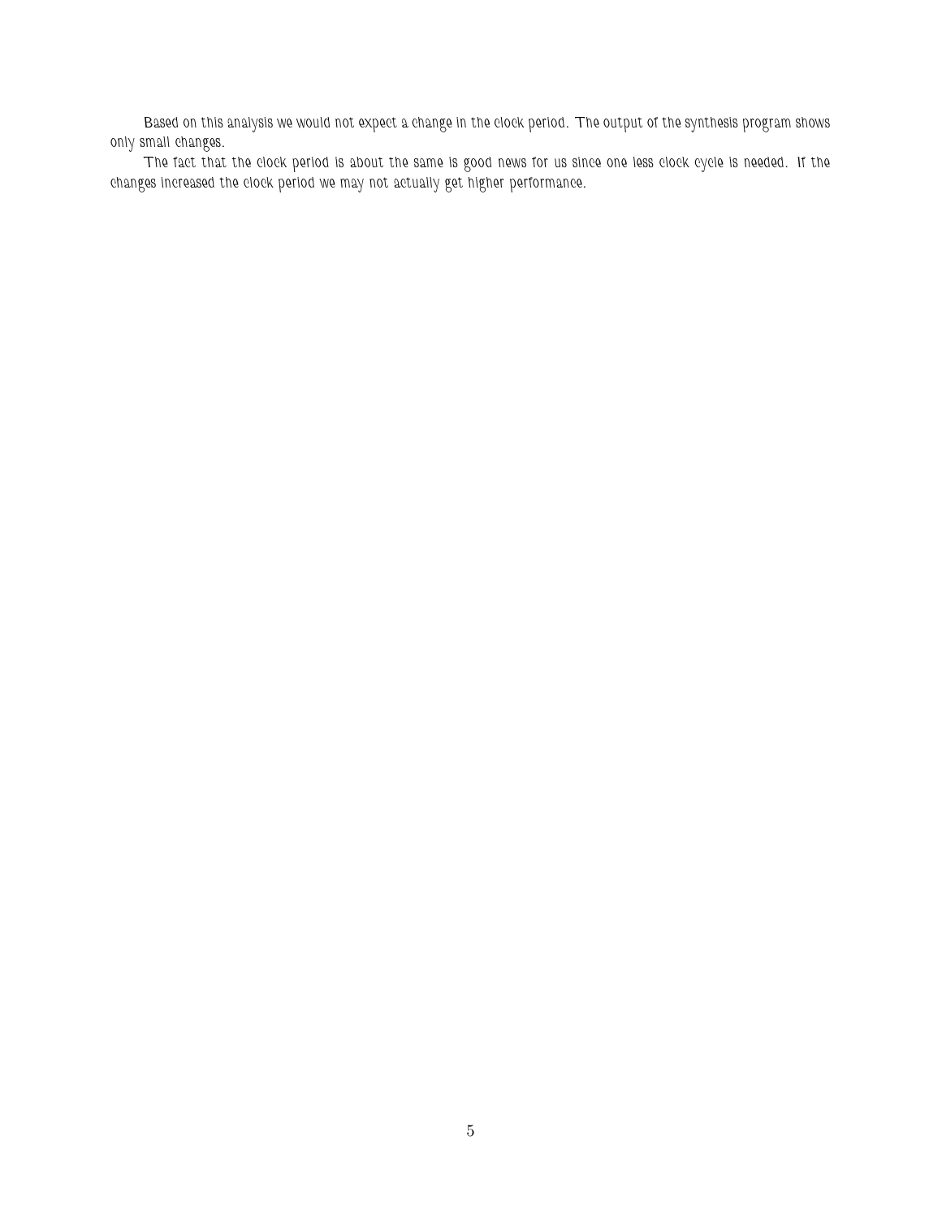Based on this analysis we would not expect a change in the clock period. The output of the synthesis program shows only small changes.

The fact that the clock period is about the same is good news for us since one less clock cycle is needed. If the changes increased the clock period we may not actually get higher performance.